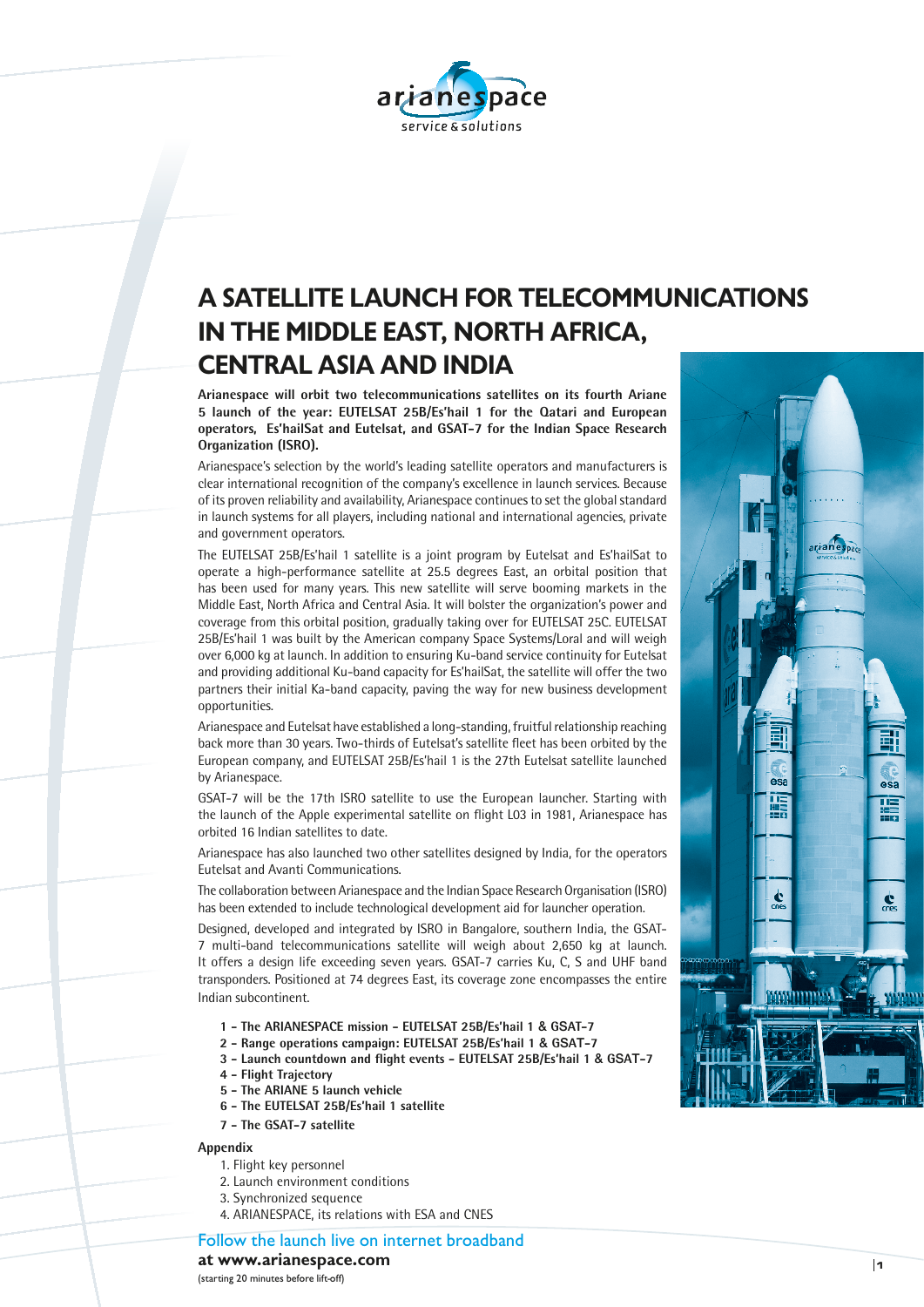# A SATELLITE LAUNCH FOR TELECOMMUNICATIONS IN THE MIDDLE EAST, NORTH AFRICA, CENTRAL ASIA AND INDIA

**Arianespace will orbit two telecommunications satellites on its fourth Ariane 5 launch of the year: EUTELSAT 25B/Es'hail 1 for the Qatari and European operators, Es'hailSat and Eutelsat, and GSAT-7 for the Indian Space Research Organization (ISRO).**

Arianespace's selection by the world's leading satellite operators and manufacturers is clear international recognition of the company's excellence in launch services. Because of its proven reliability and availability, Arianespace continues to set the global standard in launch systems for all players, including national and international agencies, private and government operators.

The EUTELSAT 25B/Es'hail 1 satellite is a joint program by Eutelsat and Es'hailSat to operate a high-performance satellite at 25.5 degrees East, an orbital position that has been used for many years. This new satellite will serve booming markets in the Middle East, North Africa and Central Asia. It will bolster the organization's power and coverage from this orbital position, gradually taking over for EUTELSAT 25C. EUTELSAT 25B/Es'hail 1 was built by the American company Space Systems/Loral and will weigh over 6,000 kg at launch. In addition to ensuring Ku-band service continuity for Eutelsat and providing additional Ku-band capacity for Es'hailSat, the satellite will offer the two partners their initial Ka-band capacity, paving the way for new business development opportunities.

Arianespace and Eutelsat have established a long-standing, fruitful relationship reaching back more than 30 years. Two-thirds of Eutelsat's satellite fleet has been orbited by the European company, and EUTELSAT 25B/Es'hail 1 is the 27th Eutelsat satellite launched by Arianespace.

GSAT-7 will be the 17th ISRO satellite to use the European launcher. Starting with the launch of the Apple experimental satellite on flight L03 in 1981, Arianespace has orbited 16 Indian satellites to date.

Arianespace has also launched two other satellites designed by India, for the operators Eutelsat and Avanti Communications.

The collaboration between Arianespace and the Indian Space Research Organisation (ISRO) has been extended to include technological development aid for launcher operation.

Designed, developed and integrated by ISRO in Bangalore, southern India, the GSAT-7 multi-band telecommunications satellite will weigh about 2,650 kg at launch. It offers a design life exceeding seven years. GSAT-7 carries Ku, C, S and UHF band transponders. Positioned at 74 degrees East, its coverage zone encompasses the entire Indian subcontinent.

- **1 - The ARIANESPACE mission - EUTELSAT 25B/Es'hail 1 & GSAT-7**
- **2 - Range operations campaign: EUTELSAT 25B/Es'hail 1 & GSAT-7**
- **3 - Launch countdown and flight events - EUTELSAT 25B/Es'hail 1 & GSAT-7**
- **4 - Flight Trajectory**
- **5 - The ARIANE 5 launch vehicle**
- **6 - The EUTELSAT 25B/Es'hail 1 satellite**
- **7 - The GSAT-7 satellite**

**Appendix**

1. Flight key personnel
2. Launch environment conditions
3. Synchronized sequence
4. ARIANESPACE, its relations with ESA and CNES

Follow the launch live on internet broadband
**at www.arianespace.com**
(starting 20 minutes before lift-off)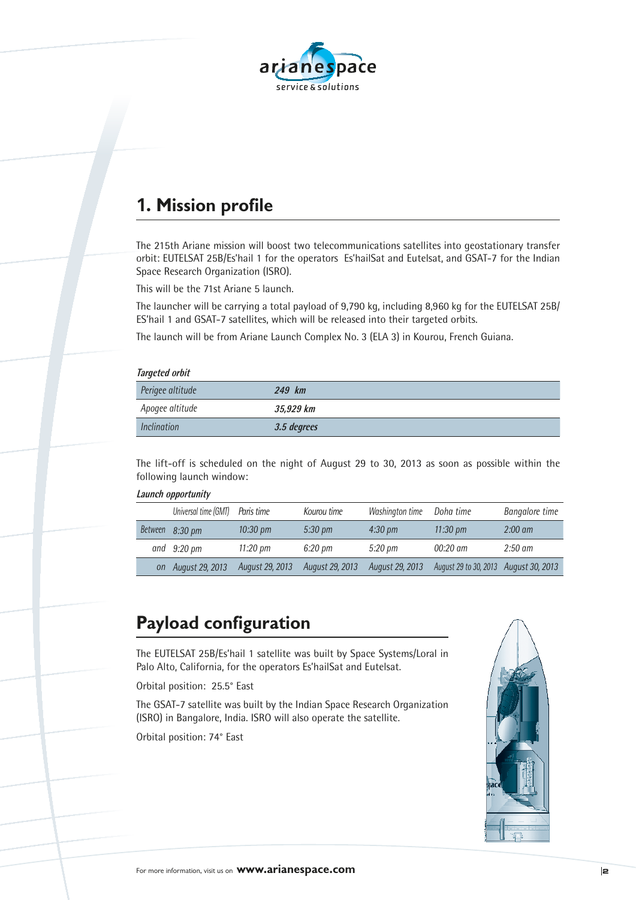## 1. Mission profile

The 215th Ariane mission will boost two telecommunications satellites into geostationary transfer orbit: EUTELSAT 25B/Es'hail 1 for the operators Es'hailSat and Eutelsat, and GSAT-7 for the Indian Space Research Organization (ISRO).

This will be the 71st Ariane 5 launch.

The launcher will be carrying a total payload of 9,790 kg, including 8,960 kg for the EUTELSAT 25B/ ES'hail 1 and GSAT-7 satellites, which will be released into their targeted orbits.

The launch will be from Ariane Launch Complex No. 3 (ELA 3) in Kourou, French Guiana.

***Targeted orbit***

| | |
|---|---|
| *Perigee altitude* | ***249 km*** |
| *Apogee altitude* | ***35,929 km*** |
| *Inclination* | ***3.5 degrees*** |

The lift-off is scheduled on the night of August 29 to 30, 2013 as soon as possible within the following launch window:

***Launch opportunity***

| | Universal time (GMT) | Paris time | Kourou time | Washington time | Doha time | Bangalore time |
|---|---|---|---|---|---|---|
| Between | 8:30 pm | 10:30 pm | 5:30 pm | 4:30 pm | 11:30 pm | 2:00 am |
| and | 9:20 pm | 11:20 pm | 6:20 pm | 5:20 pm | 00:20 am | 2:50 am |
| on | August 29, 2013 | August 29, 2013 | August 29, 2013 | August 29, 2013 | August 29 to 30, 2013 | August 30, 2013 |

## Payload configuration

The EUTELSAT 25B/Es'hail 1 satellite was built by Space Systems/Loral in Palo Alto, California, for the operators Es'hailSat and Eutelsat.

Orbital position: 25.5° East

The GSAT-7 satellite was built by the Indian Space Research Organization (ISRO) in Bangalore, India. ISRO will also operate the satellite.

Orbital position: 74° East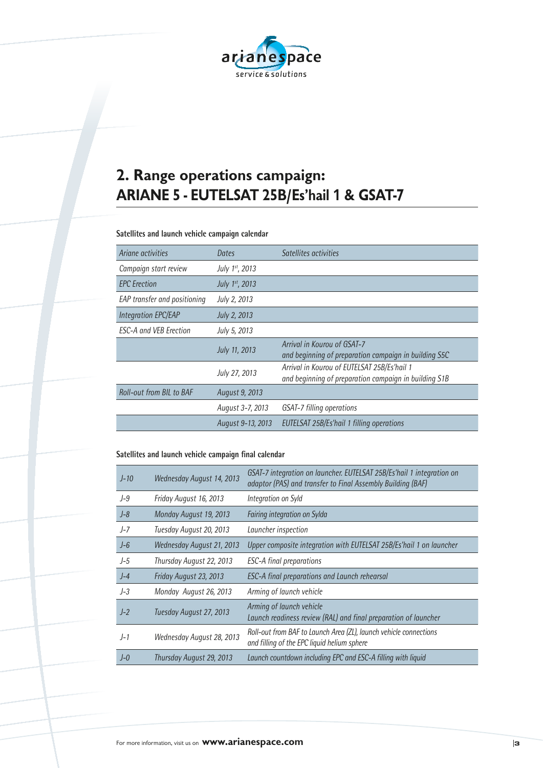## 2. Range operations campaign: ARIANE 5 - EUTELSAT 25B/Es'hail 1 & GSAT-7

**Satellites and launch vehicle campaign calendar**

| Ariane activities | Dates | Satellites activities |
|---|---|---|
| Campaign start review | July 1st, 2013 | |
| EPC Erection | July 1st, 2013 | |
| EAP transfer and positioning | July 2, 2013 | |
| Integration EPC/EAP | July 2, 2013 | |
| ESC-A and VEB Erection | July 5, 2013 | |
| | July 11, 2013 | Arrival in Kourou of GSAT-7 and beginning of preparation campaign in building S5C |
| | July 27, 2013 | Arrival in Kourou of EUTELSAT 25B/Es'hail 1 and beginning of preparation campaign in building S1B |
| Roll-out from BIL to BAF | August 9, 2013 | |
| | August 3-7, 2013 | GSAT-7 filling operations |
| | August 9-13, 2013 | EUTELSAT 25B/Es'hail 1 filling operations |

**Satellites and launch vehicle campaign final calendar**

| | | |
|---|---|---|
| J-10 | Wednesday August 14, 2013 | GSAT-7 integration on launcher. EUTELSAT 25B/Es'hail 1 integration on adaptor (PAS) and transfer to Final Assembly Building (BAF) |
| J-9 | Friday August 16, 2013 | Integration on Syld |
| J-8 | Monday August 19, 2013 | Fairing integration on Sylda |
| J-7 | Tuesday August 20, 2013 | Launcher inspection |
| J-6 | Wednesday August 21, 2013 | Upper composite integration with EUTELSAT 25B/Es'hail 1 on launcher |
| J-5 | Thursday August 22, 2013 | ESC-A final preparations |
| J-4 | Friday August 23, 2013 | ESC-A final preparations and Launch rehearsal |
| J-3 | Monday August 26, 2013 | Arming of launch vehicle |
| J-2 | Tuesday August 27, 2013 | Arming of launch vehicle<br>Launch readiness review (RAL) and final preparation of launcher |
| J-1 | Wednesday August 28, 2013 | Roll-out from BAF to Launch Area (ZL), launch vehicle connections and filling of the EPC liquid helium sphere |
| J-0 | Thursday August 29, 2013 | Launch countdown including EPC and ESC-A filling with liquid |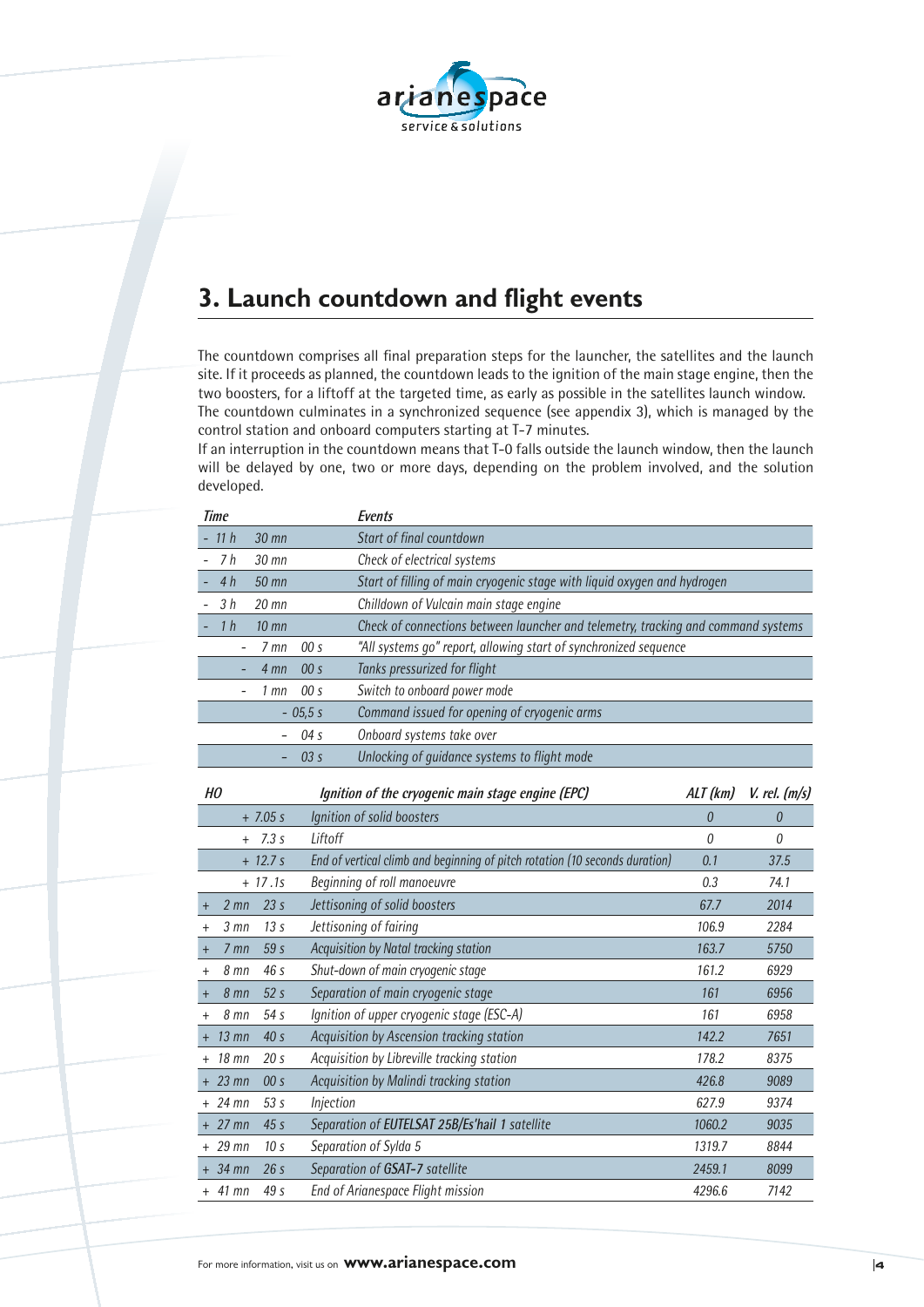## 3. Launch countdown and flight events

The countdown comprises all final preparation steps for the launcher, the satellites and the launch site. If it proceeds as planned, the countdown leads to the ignition of the main stage engine, then the two boosters, for a liftoff at the targeted time, as early as possible in the satellites launch window.
The countdown culminates in a synchronized sequence (see appendix 3), which is managed by the control station and onboard computers starting at T-7 minutes.
If an interruption in the countdown means that T-0 falls outside the launch window, then the launch will be delayed by one, two or more days, depending on the problem involved, and the solution developed.

| *Time* | *Events* |
|---|---|
| *- 11 h 30 mn* | *Start of final countdown* |
| *- 7 h 30 mn* | *Check of electrical systems* |
| *- 4 h 50 mn* | *Start of filling of main cryogenic stage with liquid oxygen and hydrogen* |
| *- 3 h 20 mn* | *Chilldown of Vulcain main stage engine* |
| *- 1 h 10 mn* | *Check of connections between launcher and telemetry, tracking and command systems* |
| *- 7 mn 00 s* | *"All systems go" report, allowing start of synchronized sequence* |
| *- 4 mn 00 s* | *Tanks pressurized for flight* |
| *- 1 mn 00 s* | *Switch to onboard power mode* |
| *- 05,5 s* | *Command issued for opening of cryogenic arms* |
| *- 04 s* | *Onboard systems take over* |
| *- 03 s* | *Unlocking of guidance systems to flight mode* |

| *HO* | *Ignition of the cryogenic main stage engine (EPC)* | *ALT (km)* | *V. rel. (m/s)* |
|---|---|---|---|
| *+ 7.05 s* | *Ignition of solid boosters* | *0* | *0* |
| *+ 7.3 s* | *Liftoff* | *0* | *0* |
| *+ 12.7 s* | *End of vertical climb and beginning of pitch rotation (10 seconds duration)* | *0.1* | *37.5* |
| *+ 17.1s* | *Beginning of roll manoeuvre* | *0.3* | *74.1* |
| *+ 2 mn 23 s* | *Jettisoning of solid boosters* | *67.7* | *2014* |
| *+ 3 mn 13 s* | *Jettisoning of fairing* | *106.9* | *2284* |
| *+ 7 mn 59 s* | *Acquisition by Natal tracking station* | *163.7* | *5750* |
| *+ 8 mn 46 s* | *Shut-down of main cryogenic stage* | *161.2* | *6929* |
| *+ 8 mn 52 s* | *Separation of main cryogenic stage* | *161* | *6956* |
| *+ 8 mn 54 s* | *Ignition of upper cryogenic stage (ESC-A)* | *161* | *6958* |
| *+ 13 mn 40 s* | *Acquisition by Ascension tracking station* | *142.2* | *7651* |
| *+ 18 mn 20 s* | *Acquisition by Libreville tracking station* | *178.2* | *8375* |
| *+ 23 mn 00 s* | *Acquisition by Malindi tracking station* | *426.8* | *9089* |
| *+ 24 mn 53 s* | *Injection* | *627.9* | *9374* |
| *+ 27 mn 45 s* | *Separation of **EUTELSAT 25B/Es'hail 1** satellite* | *1060.2* | *9035* |
| *+ 29 mn 10 s* | *Separation of Sylda 5* | *1319.7* | *8844* |
| *+ 34 mn 26 s* | *Separation of **GSAT-7** satellite* | *2459.1* | *8099* |
| *+ 41 mn 49 s* | *End of Arianespace Flight mission* | *4296.6* | *7142* |

For more information, visit us on **www.arianespace.com**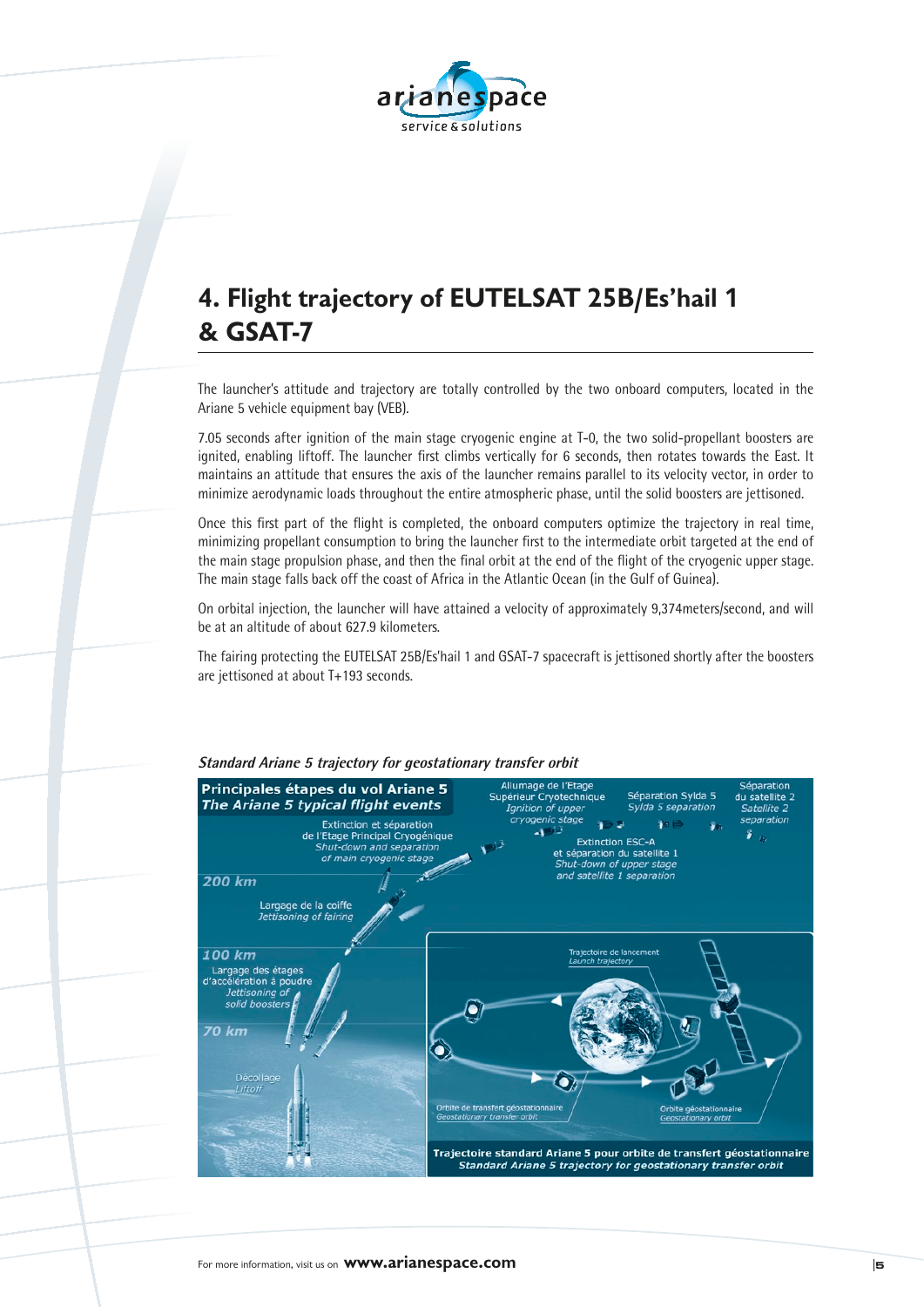# 4. Flight trajectory of EUTELSAT 25B/Es'hail 1 & GSAT-7

The launcher's attitude and trajectory are totally controlled by the two onboard computers, located in the Ariane 5 vehicle equipment bay (VEB).

7.05 seconds after ignition of the main stage cryogenic engine at T-0, the two solid-propellant boosters are ignited, enabling liftoff. The launcher first climbs vertically for 6 seconds, then rotates towards the East. It maintains an attitude that ensures the axis of the launcher remains parallel to its velocity vector, in order to minimize aerodynamic loads throughout the entire atmospheric phase, until the solid boosters are jettisoned.

Once this first part of the flight is completed, the onboard computers optimize the trajectory in real time, minimizing propellant consumption to bring the launcher first to the intermediate orbit targeted at the end of the main stage propulsion phase, and then the final orbit at the end of the flight of the cryogenic upper stage. The main stage falls back off the coast of Africa in the Atlantic Ocean (in the Gulf of Guinea).

On orbital injection, the launcher will have attained a velocity of approximately 9,374meters/second, and will be at an altitude of about 627.9 kilometers.

The fairing protecting the EUTELSAT 25B/Es'hail 1 and GSAT-7 spacecraft is jettisoned shortly after the boosters are jettisoned at about T+193 seconds.

***Standard Ariane 5 trajectory for geostationary transfer orbit***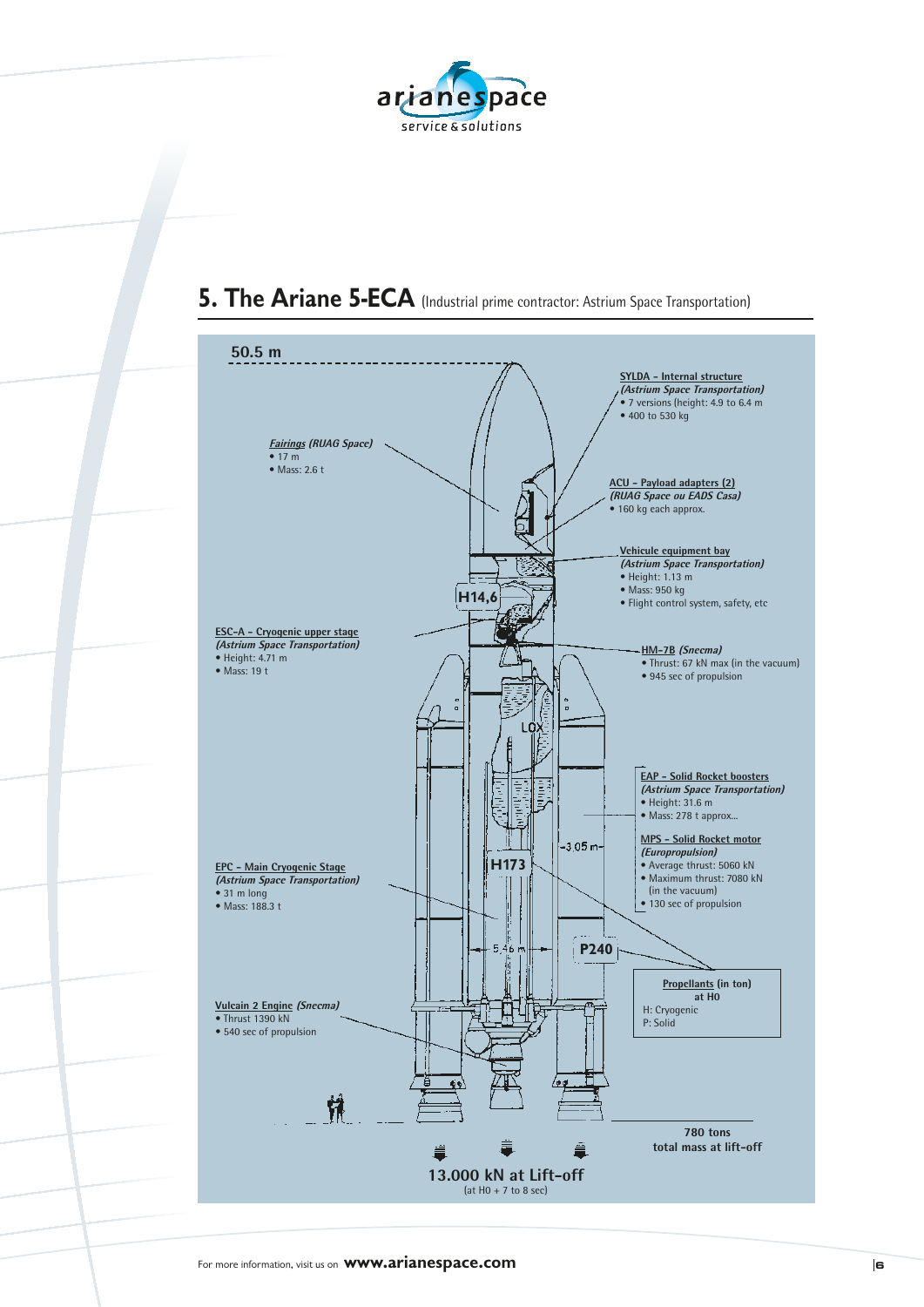# 5. The Ariane 5-ECA (Industrial prime contractor: Astrium Space Transportation)

**50.5 m**

**SYLDA - Internal structure**
***(Astrium Space Transportation)***
- 7 versions (height: 4.9 to 6.4 m
- 400 to 530 kg

***Fairings* (RUAG Space)**
- 17 m
- Mass: 2.6 t

**ACU - Payload adapters (2)**
***(RUAG Space ou EADS Casa)***
- 160 kg each approx.

**Vehicule equipment bay**
***(Astrium Space Transportation)***
- Height: 1.13 m
- Mass: 950 kg
- Flight control system, safety, etc

**H14,6**

**ESC-A - Cryogenic upper stage**
***(Astrium Space Transportation)***
- Height: 4.71 m
- Mass: 19 t

**HM-7B *(Snecma)***
- Thrust: 67 kN max (in the vacuum)
- 945 sec of propulsion

LOX

**EAP - Solid Rocket boosters**
***(Astrium Space Transportation)***
- Height: 31.6 m
- Mass: 278 t approx...

3.05 m

**MPS - Solid Rocket motor**
***(Europropulsion)***
- Average thrust: 5060 kN
- Maximum thrust: 7080 kN (in the vacuum)
- 130 sec of propulsion

**H173**

**EPC - Main Cryogenic Stage**
***(Astrium Space Transportation)***
- 31 m long
- Mass: 188.3 t

5.46 m

**P240**

**Propellants (in ton) at H0**
H: Cryogenic
P: Solid

**Vulcain 2 Engine *(Snecma)***
- Thrust 1390 kN
- 540 sec of propulsion

**780 tons total mass at lift-off**

**13.000 kN at Lift-off**
(at H0 + 7 to 8 sec)

For more information, visit us on **www.arianespace.com**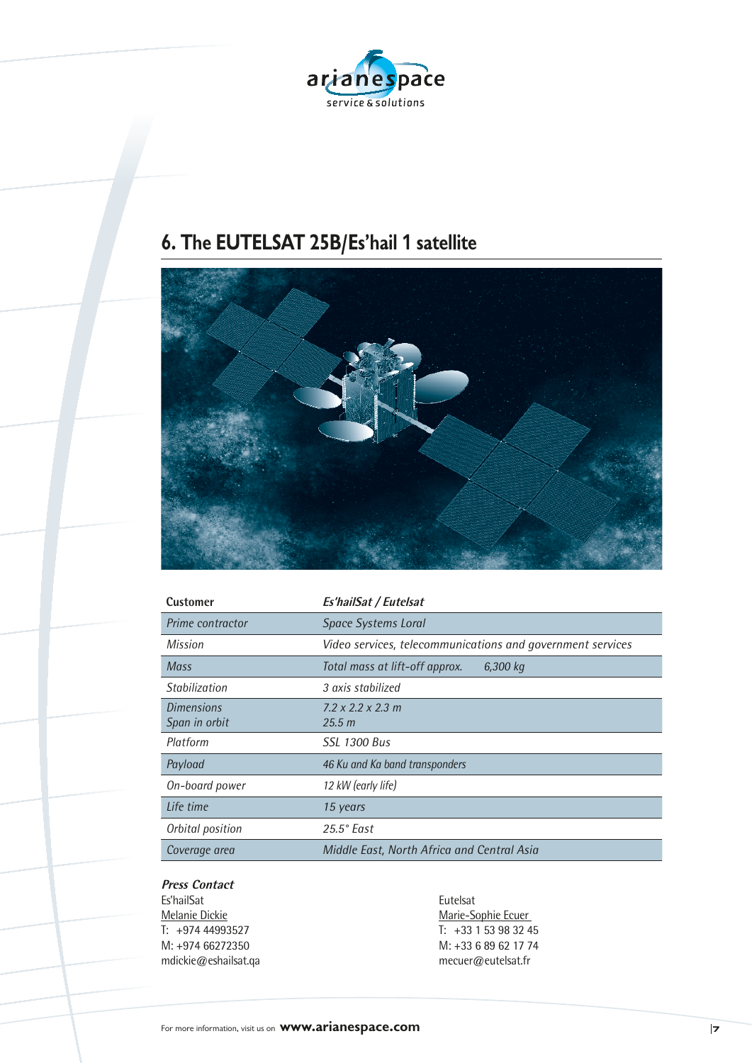## 6. The EUTELSAT 25B/Es'hail 1 satellite

| Customer | *Es'hailSat / Eutelsat* |
|---|---|
| *Prime contractor* | *Space Systems Loral* |
| *Mission* | *Video services, telecommunications and government services* |
| *Mass* | *Total mass at lift-off approx. 6,300 kg* |
| *Stabilization* | *3 axis stabilized* |
| *Dimensions*<br>*Span in orbit* | *7.2 x 2.2 x 2.3 m*<br>*25.5 m* |
| *Platform* | *SSL 1300 Bus* |
| *Payload* | *46 Ku and Ka band transponders* |
| *On-board power* | *12 kW (early life)* |
| *Life time* | *15 years* |
| *Orbital position* | *25.5° East* |
| *Coverage area* | *Middle East, North Africa and Central Asia* |

***Press Contact***

Es'hailSat
Melanie Dickie
T: +974 44993527
M: +974 66272350
mdickie@eshailsat.qa

Eutelsat
Marie-Sophie Ecuer
T: +33 1 53 98 32 45
M: +33 6 89 62 17 74
mecuer@eutelsat.fr

For more information, visit us on **www.arianespace.com**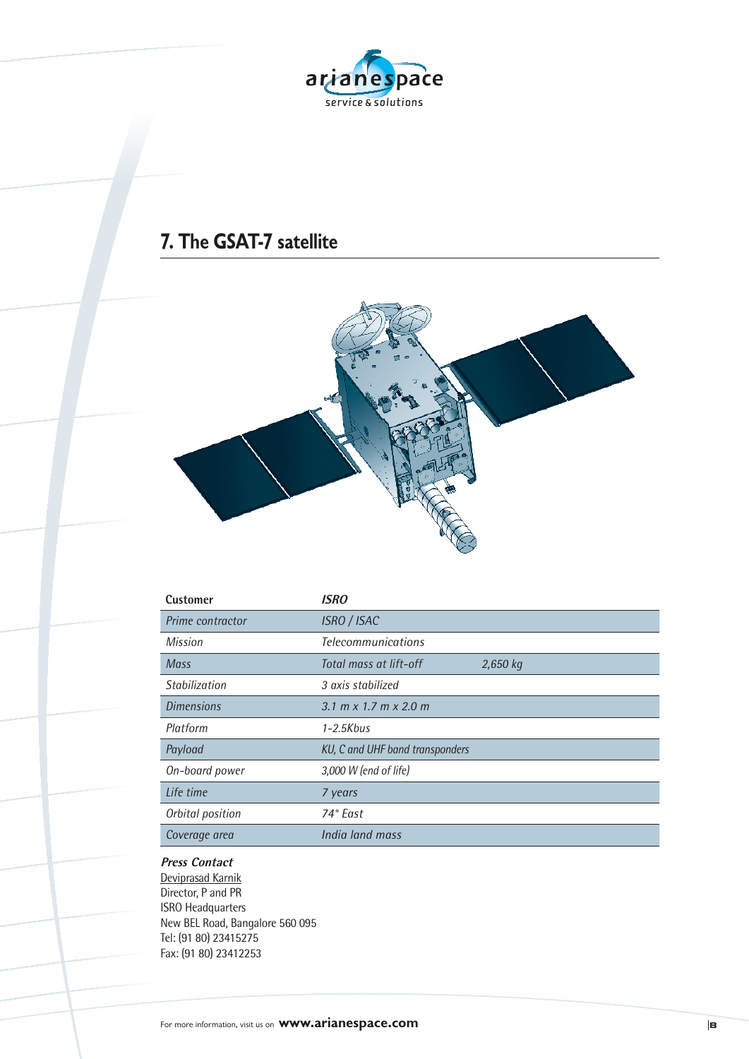## 7. The GSAT-7 satellite

| **Customer** | ***ISRO*** | |
|---|---|---|
| *Prime contractor* | *ISRO / ISAC* | |
| *Mission* | *Telecommunications* | |
| *Mass* | *Total mass at lift-off* | *2,650 kg* |
| *Stabilization* | *3 axis stabilized* | |
| *Dimensions* | *3.1 m x 1.7 m x 2.0 m* | |
| *Platform* | *1-2.5Kbus* | |
| *Payload* | *KU, C and UHF band transponders* | |
| *On-board power* | *3,000 W (end of life)* | |
| *Life time* | *7 years* | |
| *Orbital position* | *74° East* | |
| *Coverage area* | *India land mass* | |

***Press Contact***

Deviprasad Karnik
Director, P and PR
ISRO Headquarters
New BEL Road, Bangalore 560 095
Tel: (91 80) 23415275
Fax: (91 80) 23412253

For more information, visit us on **www.arianespace.com**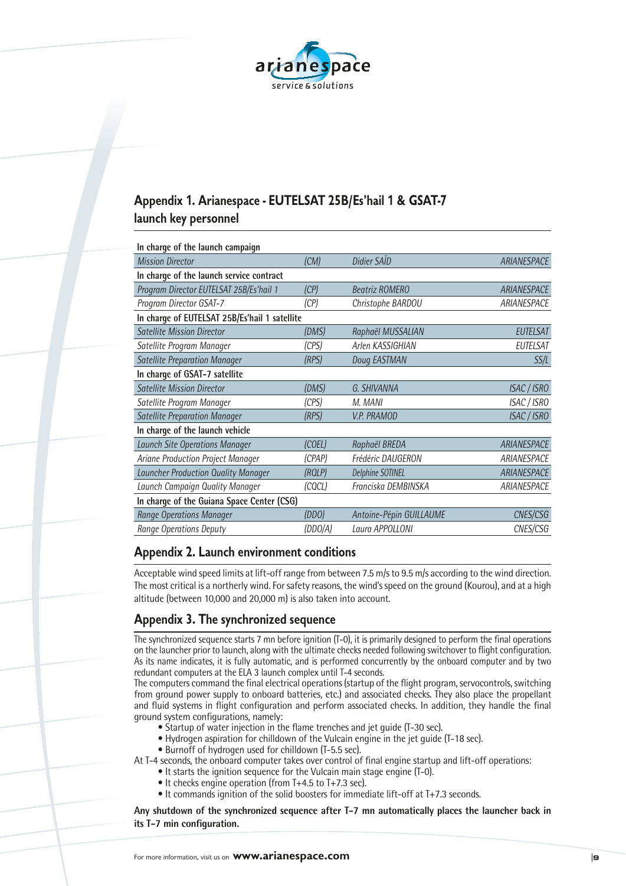## Appendix 1. Arianespace - EUTELSAT 25B/Es'hail 1 & GSAT-7 launch key personnel

| In charge of the launch campaign | | | |
|---|---|---|---|
| *Mission Director* | *(CM)* | *Didier SAÏD* | *ARIANESPACE* |
| **In charge of the launch service contract** | | | |
| *Program Director EUTELSAT 25B/Es'hail 1* | *(CP)* | *Beatriz ROMERO* | *ARIANESPACE* |
| *Program Director GSAT-7* | *(CP)* | *Christophe BARDOU* | *ARIANESPACE* |
| **In charge of EUTELSAT 25B/Es'hail 1 satellite** | | | |
| *Satellite Mission Director* | *(DMS)* | *Raphaël MUSSALIAN* | *EUTELSAT* |
| *Satellite Program Manager* | *(CPS)* | *Arlen KASSIGHIAN* | *EUTELSAT* |
| *Satellite Preparation Manager* | *(RPS)* | *Doug EASTMAN* | *SS/L* |
| **In charge of GSAT-7 satellite** | | | |
| *Satellite Mission Director* | *(DMS)* | *G. SHIVANNA* | *ISAC / ISRO* |
| *Satellite Program Manager* | *(CPS)* | *M. MANI* | *ISAC / ISRO* |
| *Satellite Preparation Manager* | *(RPS)* | *V.P. PRAMOD* | *ISAC / ISRO* |
| **In charge of the launch vehicle** | | | |
| *Launch Site Operations Manager* | *(COEL)* | *Raphaël BREDA* | *ARIANESPACE* |
| *Ariane Production Project Manager* | *(CPAP)* | *Frédéric DAUGERON* | *ARIANESPACE* |
| *Launcher Production Quality Manager* | *(RQLP)* | *Delphine SOTINEL* | *ARIANESPACE* |
| *Launch Campaign Quality Manager* | *(CQCL)* | *Franciska DEMBINSKA* | *ARIANESPACE* |
| **In charge of the Guiana Space Center (CSG)** | | | |
| *Range Operations Manager* | *(DDO)* | *Antoine-Pépin GUILLAUME* | *CNES/CSG* |
| *Range Operations Deputy* | *(DDO/A)* | *Laura APPOLLONI* | *CNES/CSG* |

## Appendix 2. Launch environment conditions

Acceptable wind speed limits at lift-off range from between 7.5 m/s to 9.5 m/s according to the wind direction. The most critical is a northerly wind. For safety reasons, the wind's speed on the ground (Kourou), and at a high altitude (between 10,000 and 20,000 m) is also taken into account.

## Appendix 3. The synchronized sequence

The synchronized sequence starts 7 mn before ignition (T-0), it is primarily designed to perform the final operations on the launcher prior to launch, along with the ultimate checks needed following switchover to flight configuration. As its name indicates, it is fully automatic, and is performed concurrently by the onboard computer and by two redundant computers at the ELA 3 launch complex until T-4 seconds.

The computers command the final electrical operations (startup of the flight program, servocontrols, switching from ground power supply to onboard batteries, etc.) and associated checks. They also place the propellant and fluid systems in flight configuration and perform associated checks. In addition, they handle the final ground system configurations, namely:

- Startup of water injection in the flame trenches and jet guide (T-30 sec).
- Hydrogen aspiration for chilldown of the Vulcain engine in the jet guide (T-18 sec).
- Burnoff of hydrogen used for chilldown (T-5.5 sec).

At T-4 seconds, the onboard computer takes over control of final engine startup and lift-off operations:

- It starts the ignition sequence for the Vulcain main stage engine (T-0).
- It checks engine operation (from T+4.5 to T+7.3 sec).
- It commands ignition of the solid boosters for immediate lift-off at T+7.3 seconds.

**Any shutdown of the synchronized sequence after T-7 mn automatically places the launcher back in its T-7 min configuration.**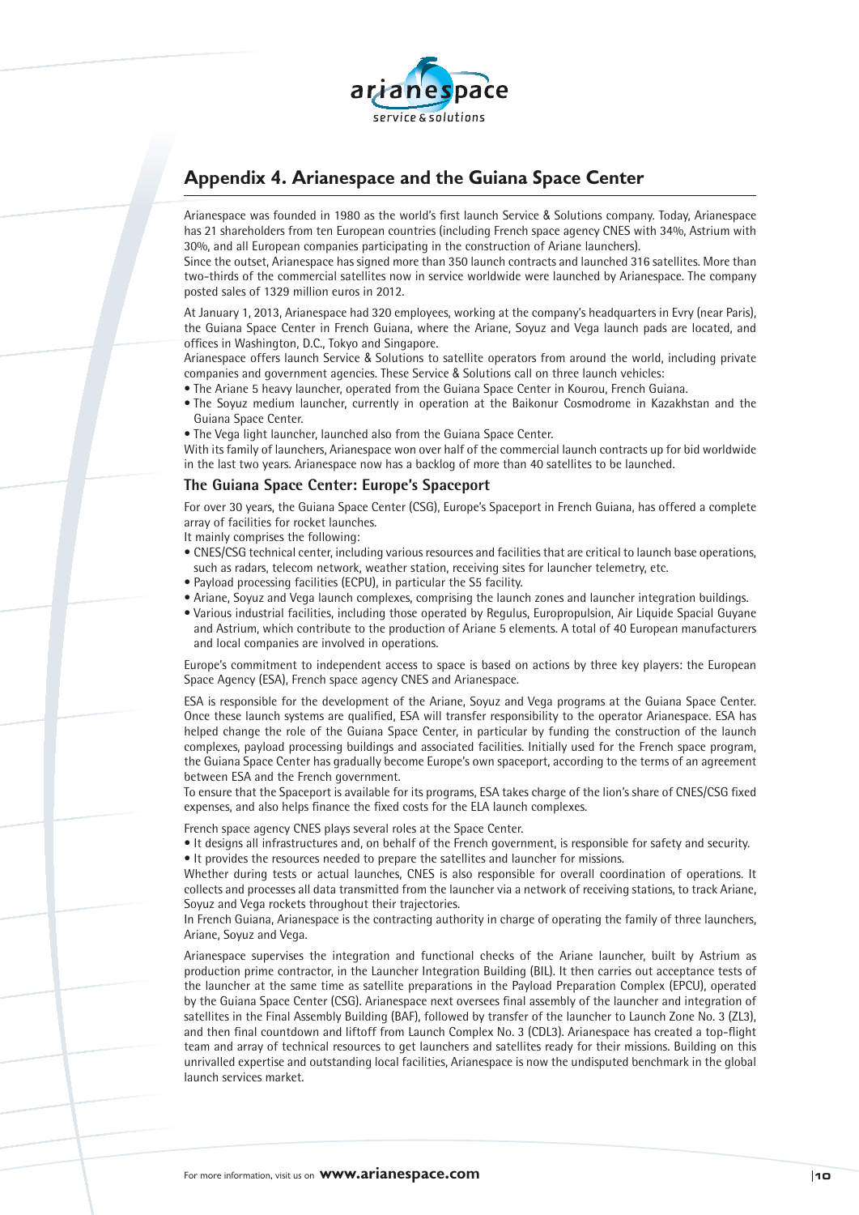## Appendix 4. Arianespace and the Guiana Space Center

Arianespace was founded in 1980 as the world's first launch Service & Solutions company. Today, Arianespace has 21 shareholders from ten European countries (including French space agency CNES with 34%, Astrium with 30%, and all European companies participating in the construction of Ariane launchers).
Since the outset, Arianespace has signed more than 350 launch contracts and launched 316 satellites. More than two-thirds of the commercial satellites now in service worldwide were launched by Arianespace. The company posted sales of 1329 million euros in 2012.

At January 1, 2013, Arianespace had 320 employees, working at the company's headquarters in Evry (near Paris), the Guiana Space Center in French Guiana, where the Ariane, Soyuz and Vega launch pads are located, and offices in Washington, D.C., Tokyo and Singapore.
Arianespace offers launch Service & Solutions to satellite operators from around the world, including private companies and government agencies. These Service & Solutions call on three launch vehicles:

- The Ariane 5 heavy launcher, operated from the Guiana Space Center in Kourou, French Guiana.
- The Soyuz medium launcher, currently in operation at the Baikonur Cosmodrome in Kazakhstan and the Guiana Space Center.
- The Vega light launcher, launched also from the Guiana Space Center.

With its family of launchers, Arianespace won over half of the commercial launch contracts up for bid worldwide in the last two years. Arianespace now has a backlog of more than 40 satellites to be launched.

### The Guiana Space Center: Europe's Spaceport

For over 30 years, the Guiana Space Center (CSG), Europe's Spaceport in French Guiana, has offered a complete array of facilities for rocket launches.
It mainly comprises the following:

- CNES/CSG technical center, including various resources and facilities that are critical to launch base operations, such as radars, telecom network, weather station, receiving sites for launcher telemetry, etc.
- Payload processing facilities (ECPU), in particular the S5 facility.
- Ariane, Soyuz and Vega launch complexes, comprising the launch zones and launcher integration buildings.
- Various industrial facilities, including those operated by Regulus, Europropulsion, Air Liquide Spacial Guyane and Astrium, which contribute to the production of Ariane 5 elements. A total of 40 European manufacturers and local companies are involved in operations.

Europe's commitment to independent access to space is based on actions by three key players: the European Space Agency (ESA), French space agency CNES and Arianespace.

ESA is responsible for the development of the Ariane, Soyuz and Vega programs at the Guiana Space Center. Once these launch systems are qualified, ESA will transfer responsibility to the operator Arianespace. ESA has helped change the role of the Guiana Space Center, in particular by funding the construction of the launch complexes, payload processing buildings and associated facilities. Initially used for the French space program, the Guiana Space Center has gradually become Europe's own spaceport, according to the terms of an agreement between ESA and the French government.
To ensure that the Spaceport is available for its programs, ESA takes charge of the lion's share of CNES/CSG fixed expenses, and also helps finance the fixed costs for the ELA launch complexes.

French space agency CNES plays several roles at the Space Center.

- It designs all infrastructures and, on behalf of the French government, is responsible for safety and security.
- It provides the resources needed to prepare the satellites and launcher for missions.

Whether during tests or actual launches, CNES is also responsible for overall coordination of operations. It collects and processes all data transmitted from the launcher via a network of receiving stations, to track Ariane, Soyuz and Vega rockets throughout their trajectories.
In French Guiana, Arianespace is the contracting authority in charge of operating the family of three launchers, Ariane, Soyuz and Vega.

Arianespace supervises the integration and functional checks of the Ariane launcher, built by Astrium as production prime contractor, in the Launcher Integration Building (BIL). It then carries out acceptance tests of the launcher at the same time as satellite preparations in the Payload Preparation Complex (EPCU), operated by the Guiana Space Center (CSG). Arianespace next oversees final assembly of the launcher and integration of satellites in the Final Assembly Building (BAF), followed by transfer of the launcher to Launch Zone No. 3 (ZL3), and then final countdown and liftoff from Launch Complex No. 3 (CDL3). Arianespace has created a top-flight team and array of technical resources to get launchers and satellites ready for their missions. Building on this unrivalled expertise and outstanding local facilities, Arianespace is now the undisputed benchmark in the global launch services market.